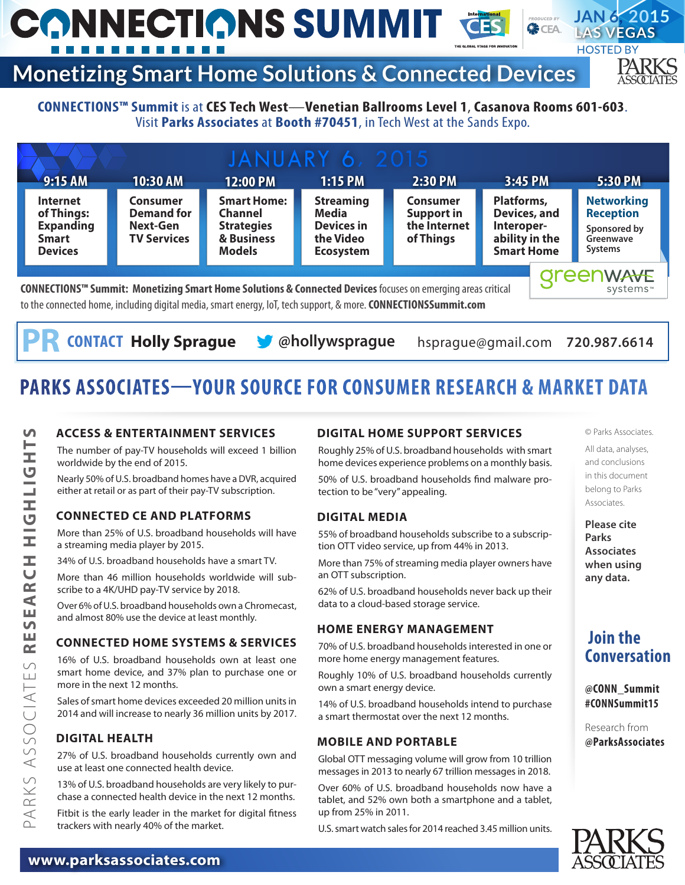# CONNECTIONS SUMMIT

International CES — The Global Stage for Innovation | Produced by CEA

JAN 6, 2015
LAS VEGAS
HOSTED BY PARKS ASSOCIATES

## Monetizing Smart Home Solutions & Connected Devices

**CONNECTIONS™ Summit** is at **CES Tech West—Venetian Ballrooms Level 1**, **Casanova Rooms 601-603**.
Visit **Parks Associates** at **Booth #70451**, in Tech West at the Sands Expo.

### JANUARY 6, 2015

| 9:15 AM | 10:30 AM | 12:00 PM | 1:15 PM | 2:30 PM | 3:45 PM | 5:30 PM |
|---|---|---|---|---|---|---|
| Internet of Things: Expanding Smart Devices | Consumer Demand for Next-Gen TV Services | Smart Home: Channel Strategies & Business Models | Streaming Media Devices in the Video Ecosystem | Consumer Support in the Internet of Things | Platforms, Devices, and Interoperability in the Smart Home | Networking Reception — Sponsored by Greenwave Systems |

greenwave systems™

**CONNECTIONS™ Summit: Monetizing Smart Home Solutions & Connected Devices** focuses on emerging areas critical to the connected home, including digital media, smart energy, IoT, tech support, & more. **CONNECTIONSSummit.com**

**PR CONTACT** **Holly Sprague** @hollywsprague hsprague@gmail.com 720.987.6614

## PARKS ASSOCIATES—YOUR SOURCE FOR CONSUMER RESEARCH & MARKET DATA

PARKS ASSOCIATES **RESEARCH HIGHLIGHTS**

### ACCESS & ENTERTAINMENT SERVICES

The number of pay-TV households will exceed 1 billion worldwide by the end of 2015.

Nearly 50% of U.S. broadband homes have a DVR, acquired either at retail or as part of their pay-TV subscription.

### CONNECTED CE AND PLATFORMS

More than 25% of U.S. broadband households will have a streaming media player by 2015.

34% of U.S. broadband households have a smart TV.

More than 46 million households worldwide will subscribe to a 4K/UHD pay-TV service by 2018.

Over 6% of U.S. broadband households own a Chromecast, and almost 80% use the device at least monthly.

### CONNECTED HOME SYSTEMS & SERVICES

16% of U.S. broadband households own at least one smart home device, and 37% plan to purchase one or more in the next 12 months.

Sales of smart home devices exceeded 20 million units in 2014 and will increase to nearly 36 million units by 2017.

### DIGITAL HEALTH

27% of U.S. broadband households currently own and use at least one connected health device.

13% of U.S. broadband households are very likely to purchase a connected health device in the next 12 months.

Fitbit is the early leader in the market for digital fitness trackers with nearly 40% of the market.

### DIGITAL HOME SUPPORT SERVICES

Roughly 25% of U.S. broadband households with smart home devices experience problems on a monthly basis.

50% of U.S. broadband households find malware protection to be "very" appealing.

### DIGITAL MEDIA

55% of broadband households subscribe to a subscription OTT video service, up from 44% in 2013.

More than 75% of streaming media player owners have an OTT subscription.

62% of U.S. broadband households never back up their data to a cloud-based storage service.

### HOME ENERGY MANAGEMENT

70% of U.S. broadband households interested in one or more home energy management features.

Roughly 10% of U.S. broadband households currently own a smart energy device.

14% of U.S. broadband households intend to purchase a smart thermostat over the next 12 months.

### MOBILE AND PORTABLE

Global OTT messaging volume will grow from 10 trillion messages in 2013 to nearly 67 trillion messages in 2018.

Over 60% of U.S. broadband households now have a tablet, and 52% own both a smartphone and a tablet, up from 25% in 2011.

U.S. smart watch sales for 2014 reached 3.45 million units.

© Parks Associates.

All data, analyses, and conclusions in this document belong to Parks Associates.

**Please cite Parks Associates when using any data.**

### Join the Conversation

**@CONN_Summit**
**#CONNSummit15**

Research from **@ParksAssociates**

**www.parksassociates.com**

PARKS ASSOCIATES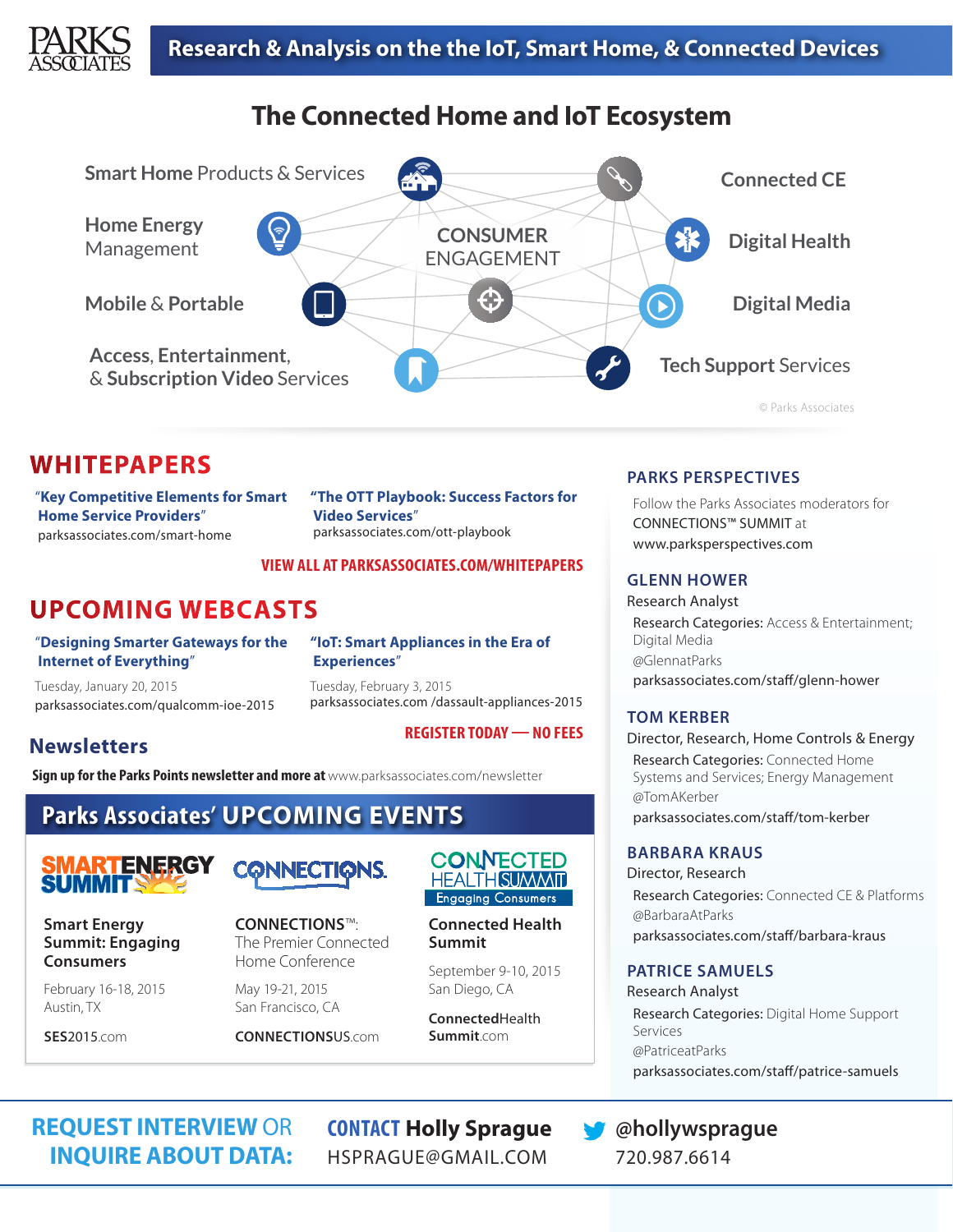# Research & Analysis on the the IoT, Smart Home, & Connected Devices

## The Connected Home and IoT Ecosystem

Smart Home Products & Services

Home Energy Management

Mobile & Portable

Access, Entertainment, & Subscription Video Services

CONSUMER ENGAGEMENT

Connected CE

Digital Health

Digital Media

Tech Support Services

© Parks Associates

## WHITEPAPERS

**"Key Competitive Elements for Smart Home Service Providers"**
parksassociates.com/smart-home

**"The OTT Playbook: Success Factors for Video Services"**
parksassociates.com/ott-playbook

**VIEW ALL AT PARKSASSOCIATES.COM/WHITEPAPERS**

## UPCOMING WEBCASTS

**"Designing Smarter Gateways for the Internet of Everything"**
Tuesday, January 20, 2015
parksassociates.com/qualcomm-ioe-2015

**"IoT: Smart Appliances in the Era of Experiences"**
Tuesday, February 3, 2015
parksassociates.com /dassault-appliances-2015

**REGISTER TODAY — NO FEES**

## Newsletters

**Sign up for the Parks Points newsletter and more at** www.parksassociates.com/newsletter

## Parks Associates' UPCOMING EVENTS

**Smart Energy Summit: Engaging Consumers**
February 16-18, 2015
Austin, TX
SES2015.com

**CONNECTIONS™:** The Premier Connected Home Conference
May 19-21, 2015
San Francisco, CA
CONNECTIONSUS.com

**Connected Health Summit**
September 9-10, 2015
San Diego, CA
ConnectedHealthSummit.com

## PARKS PERSPECTIVES

Follow the Parks Associates moderators for CONNECTIONS™ SUMMIT at www.parksperspectives.com

### GLENN HOWER
Research Analyst
Research Categories: Access & Entertainment; Digital Media
@GlennatParks
parksassociates.com/staff/glenn-hower

### TOM KERBER
Director, Research, Home Controls & Energy
Research Categories: Connected Home Systems and Services; Energy Management
@TomAKerber
parksassociates.com/staff/tom-kerber

### BARBARA KRAUS
Director, Research
Research Categories: Connected CE & Platforms
@BarbaraAtParks
parksassociates.com/staff/barbara-kraus

### PATRICE SAMUELS
Research Analyst
Research Categories: Digital Home Support Services
@PatriceatParks
parksassociates.com/staff/patrice-samuels

**REQUEST INTERVIEW OR INQUIRE ABOUT DATA:**

**CONTACT Holly Sprague**
HSPRAGUE@GMAIL.COM

@hollywsprague
720.987.6614